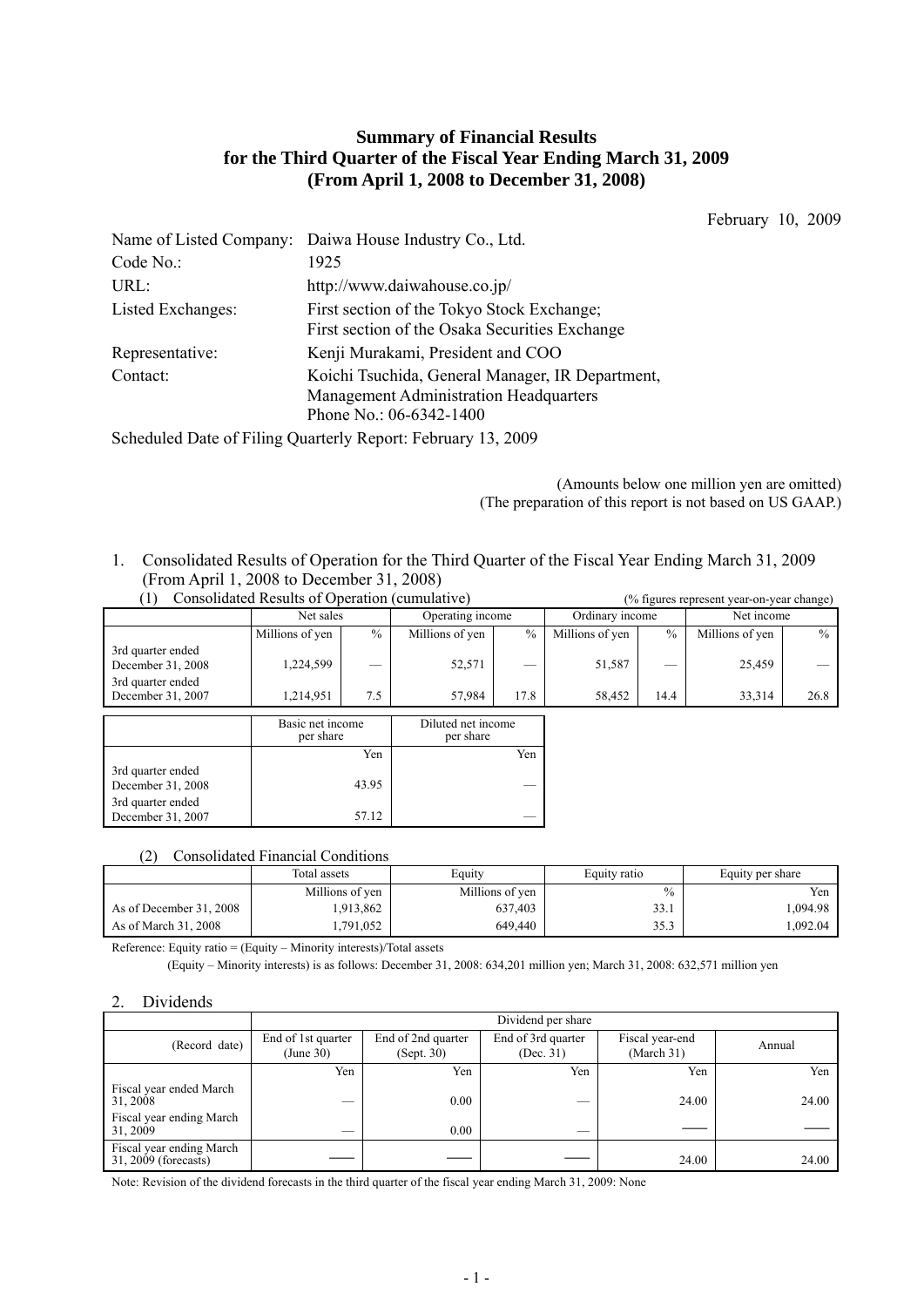# Summary of Financial Results for the Third Quarter of the Fiscal Year Ending March 31, 2009 (From April 1, 2008 to December 31, 2008)

February 10, 2009

Name of Listed Company: Daiwa House Industry Co., Ltd.
Code No.: 1925
URL: http://www.daiwahouse.co.jp/
Listed Exchanges: First section of the Tokyo Stock Exchange; First section of the Osaka Securities Exchange
Representative: Kenji Murakami, President and COO
Contact: Koichi Tsuchida, General Manager, IR Department, Management Administration Headquarters
Phone No.: 06-6342-1400

Scheduled Date of Filing Quarterly Report: February 13, 2009

(Amounts below one million yen are omitted)
(The preparation of this report is not based on US GAAP.)

## 1. Consolidated Results of Operation for the Third Quarter of the Fiscal Year Ending March 31, 2009 (From April 1, 2008 to December 31, 2008)

### (1) Consolidated Results of Operation (cumulative)

(% figures represent year-on-year change)

| | Net sales | | Operating income | | Ordinary income | | Net income | |
|---|---|---|---|---|---|---|---|---|
| | Millions of yen | % | Millions of yen | % | Millions of yen | % | Millions of yen | % |
| 3rd quarter ended December 31, 2008 | 1,224,599 | — | 52,571 | — | 51,587 | — | 25,459 | — |
| 3rd quarter ended December 31, 2007 | 1,214,951 | 7.5 | 57,984 | 17.8 | 58,452 | 14.4 | 33,314 | 26.8 |

| | Basic net income per share | Diluted net income per share |
|---|---|---|
| | Yen | Yen |
| 3rd quarter ended December 31, 2008 | 43.95 | — |
| 3rd quarter ended December 31, 2007 | 57.12 | — |

### (2) Consolidated Financial Conditions

| | Total assets | Equity | Equity ratio | Equity per share |
|---|---|---|---|---|
| | Millions of yen | Millions of yen | % | Yen |
| As of December 31, 2008 | 1,913,862 | 637,403 | 33.1 | 1,094.98 |
| As of March 31, 2008 | 1,791,052 | 649,440 | 35.3 | 1,092.04 |

Reference: Equity ratio = (Equity – Minority interests)/Total assets

(Equity – Minority interests) is as follows: December 31, 2008: 634,201 million yen; March 31, 2008: 632,571 million yen

## 2. Dividends

| (Record date) | Dividend per share | | | | |
|---|---|---|---|---|---|
| | End of 1st quarter (June 30) | End of 2nd quarter (Sept. 30) | End of 3rd quarter (Dec. 31) | Fiscal year-end (March 31) | Annual |
| | Yen | Yen | Yen | Yen | Yen |
| Fiscal year ended March 31, 2008 | — | 0.00 | — | 24.00 | 24.00 |
| Fiscal year ending March 31, 2009 | — | 0.00 | — | —— | —— |
| Fiscal year ending March 31, 2009 (forecasts) | —— | —— | —— | 24.00 | 24.00 |

Note: Revision of the dividend forecasts in the third quarter of the fiscal year ending March 31, 2009: None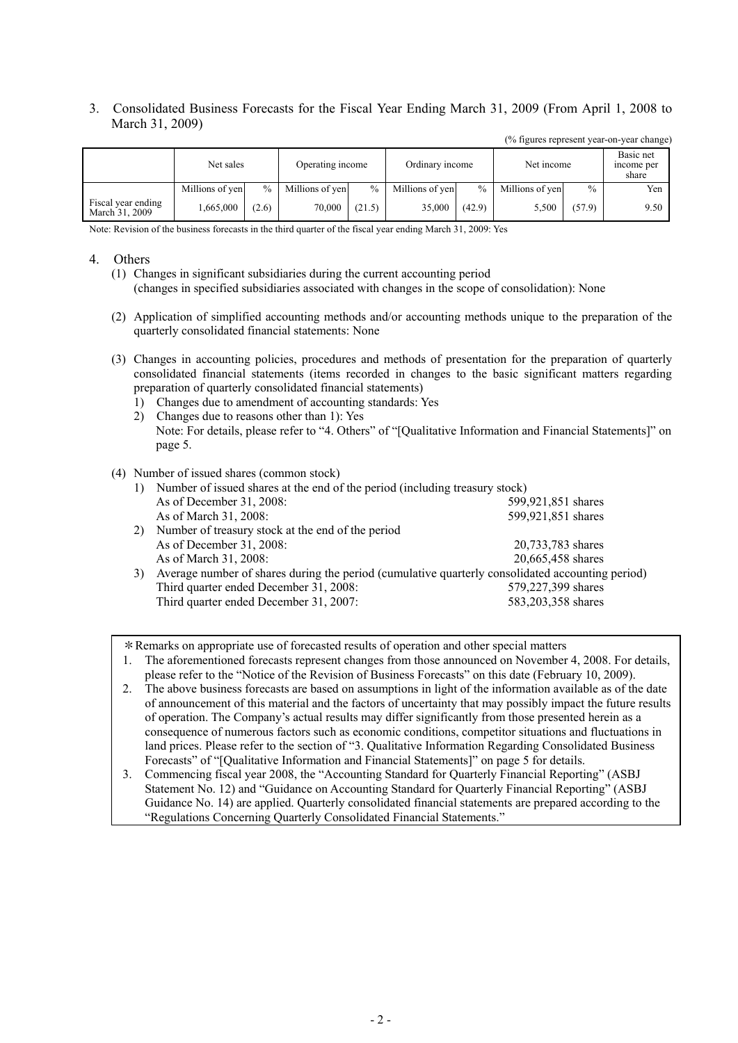3. Consolidated Business Forecasts for the Fiscal Year Ending March 31, 2009 (From April 1, 2008 to March 31, 2009)

(% figures represent year-on-year change)

| | Net sales | | Operating income | | Ordinary income | | Net income | | Basic net income per share |
|---|---|---|---|---|---|---|---|---|---|
| | Millions of yen | % | Millions of yen | % | Millions of yen | % | Millions of yen | % | Yen |
| Fiscal year ending March 31, 2009 | 1,665,000 | (2.6) | 70,000 | (21.5) | 35,000 | (42.9) | 5,500 | (57.9) | 9.50 |

Note: Revision of the business forecasts in the third quarter of the fiscal year ending March 31, 2009: Yes

4. Others

(1) Changes in significant subsidiaries during the current accounting period (changes in specified subsidiaries associated with changes in the scope of consolidation): None

(2) Application of simplified accounting methods and/or accounting methods unique to the preparation of the quarterly consolidated financial statements: None

(3) Changes in accounting policies, procedures and methods of presentation for the preparation of quarterly consolidated financial statements (items recorded in changes to the basic significant matters regarding preparation of quarterly consolidated financial statements)
   1) Changes due to amendment of accounting standards: Yes
   2) Changes due to reasons other than 1): Yes
   Note: For details, please refer to "4. Others" of "[Qualitative Information and Financial Statements]" on page 5.

(4) Number of issued shares (common stock)
   1) Number of issued shares at the end of the period (including treasury stock)
      As of December 31, 2008: 599,921,851 shares
      As of March 31, 2008: 599,921,851 shares
   2) Number of treasury stock at the end of the period
      As of December 31, 2008: 20,733,783 shares
      As of March 31, 2008: 20,665,458 shares
   3) Average number of shares during the period (cumulative quarterly consolidated accounting period)
      Third quarter ended December 31, 2008: 579,227,399 shares
      Third quarter ended December 31, 2007: 583,203,358 shares

＊Remarks on appropriate use of forecasted results of operation and other special matters

1. The aforementioned forecasts represent changes from those announced on November 4, 2008. For details, please refer to the "Notice of the Revision of Business Forecasts" on this date (February 10, 2009).
2. The above business forecasts are based on assumptions in light of the information available as of the date of announcement of this material and the factors of uncertainty that may possibly impact the future results of operation. The Company's actual results may differ significantly from those presented herein as a consequence of numerous factors such as economic conditions, competitor situations and fluctuations in land prices. Please refer to the section of "3. Qualitative Information Regarding Consolidated Business Forecasts" of "[Qualitative Information and Financial Statements]" on page 5 for details.
3. Commencing fiscal year 2008, the "Accounting Standard for Quarterly Financial Reporting" (ASBJ Statement No. 12) and "Guidance on Accounting Standard for Quarterly Financial Reporting" (ASBJ Guidance No. 14) are applied. Quarterly consolidated financial statements are prepared according to the "Regulations Concerning Quarterly Consolidated Financial Statements."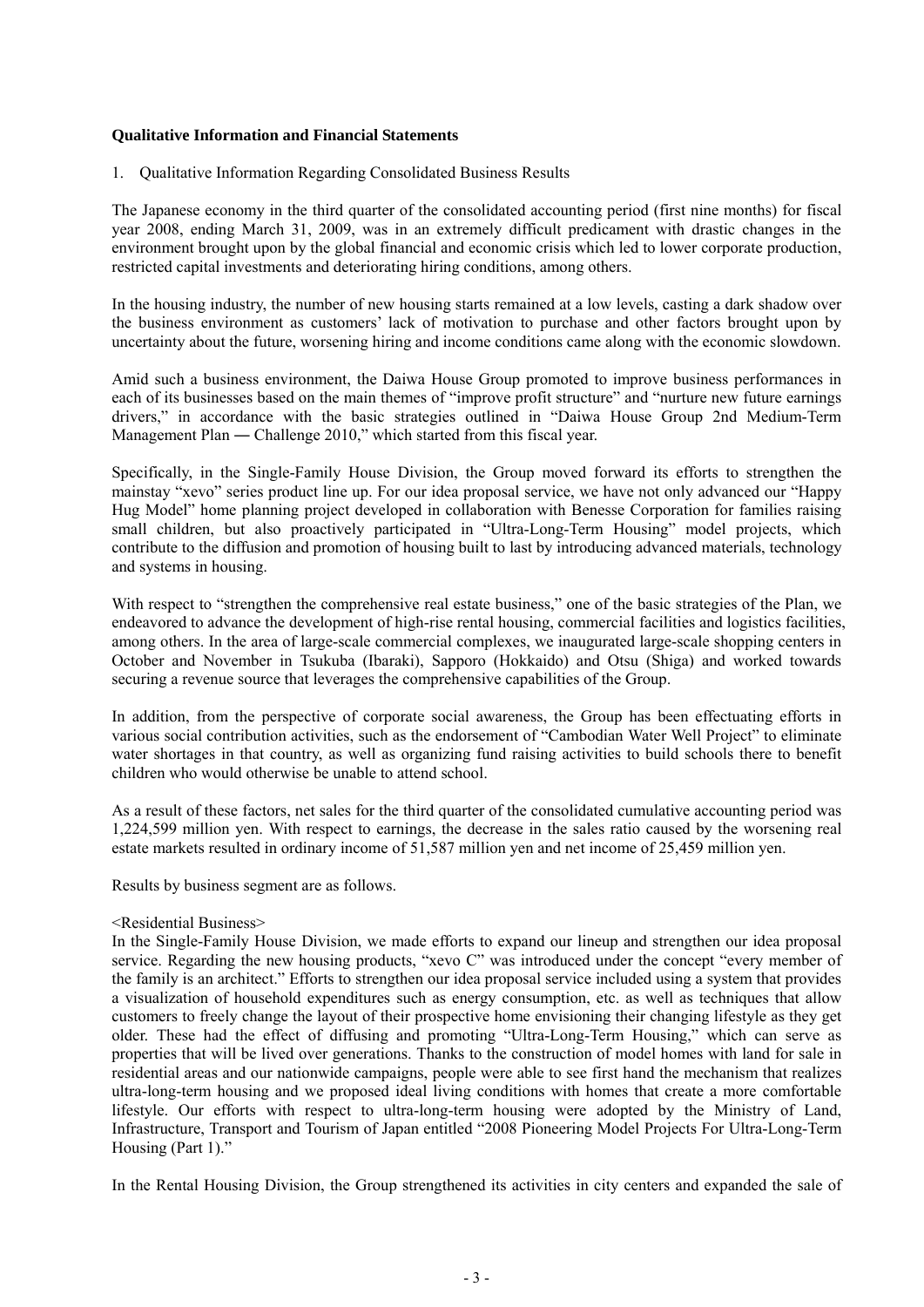**Qualitative Information and Financial Statements**

1. Qualitative Information Regarding Consolidated Business Results

The Japanese economy in the third quarter of the consolidated accounting period (first nine months) for fiscal year 2008, ending March 31, 2009, was in an extremely difficult predicament with drastic changes in the environment brought upon by the global financial and economic crisis which led to lower corporate production, restricted capital investments and deteriorating hiring conditions, among others.

In the housing industry, the number of new housing starts remained at a low levels, casting a dark shadow over the business environment as customers' lack of motivation to purchase and other factors brought upon by uncertainty about the future, worsening hiring and income conditions came along with the economic slowdown.

Amid such a business environment, the Daiwa House Group promoted to improve business performances in each of its businesses based on the main themes of "improve profit structure" and "nurture new future earnings drivers," in accordance with the basic strategies outlined in "Daiwa House Group 2nd Medium-Term Management Plan ― Challenge 2010," which started from this fiscal year.

Specifically, in the Single-Family House Division, the Group moved forward its efforts to strengthen the mainstay "xevo" series product line up. For our idea proposal service, we have not only advanced our "Happy Hug Model" home planning project developed in collaboration with Benesse Corporation for families raising small children, but also proactively participated in "Ultra-Long-Term Housing" model projects, which contribute to the diffusion and promotion of housing built to last by introducing advanced materials, technology and systems in housing.

With respect to "strengthen the comprehensive real estate business," one of the basic strategies of the Plan, we endeavored to advance the development of high-rise rental housing, commercial facilities and logistics facilities, among others. In the area of large-scale commercial complexes, we inaugurated large-scale shopping centers in October and November in Tsukuba (Ibaraki), Sapporo (Hokkaido) and Otsu (Shiga) and worked towards securing a revenue source that leverages the comprehensive capabilities of the Group.

In addition, from the perspective of corporate social awareness, the Group has been effectuating efforts in various social contribution activities, such as the endorsement of "Cambodian Water Well Project" to eliminate water shortages in that country, as well as organizing fund raising activities to build schools there to benefit children who would otherwise be unable to attend school.

As a result of these factors, net sales for the third quarter of the consolidated cumulative accounting period was 1,224,599 million yen. With respect to earnings, the decrease in the sales ratio caused by the worsening real estate markets resulted in ordinary income of 51,587 million yen and net income of 25,459 million yen.

Results by business segment are as follows.

<Residential Business>

In the Single-Family House Division, we made efforts to expand our lineup and strengthen our idea proposal service. Regarding the new housing products, "xevo C" was introduced under the concept "every member of the family is an architect." Efforts to strengthen our idea proposal service included using a system that provides a visualization of household expenditures such as energy consumption, etc. as well as techniques that allow customers to freely change the layout of their prospective home envisioning their changing lifestyle as they get older. These had the effect of diffusing and promoting "Ultra-Long-Term Housing," which can serve as properties that will be lived over generations. Thanks to the construction of model homes with land for sale in residential areas and our nationwide campaigns, people were able to see first hand the mechanism that realizes ultra-long-term housing and we proposed ideal living conditions with homes that create a more comfortable lifestyle. Our efforts with respect to ultra-long-term housing were adopted by the Ministry of Land, Infrastructure, Transport and Tourism of Japan entitled "2008 Pioneering Model Projects For Ultra-Long-Term Housing (Part 1)."

In the Rental Housing Division, the Group strengthened its activities in city centers and expanded the sale of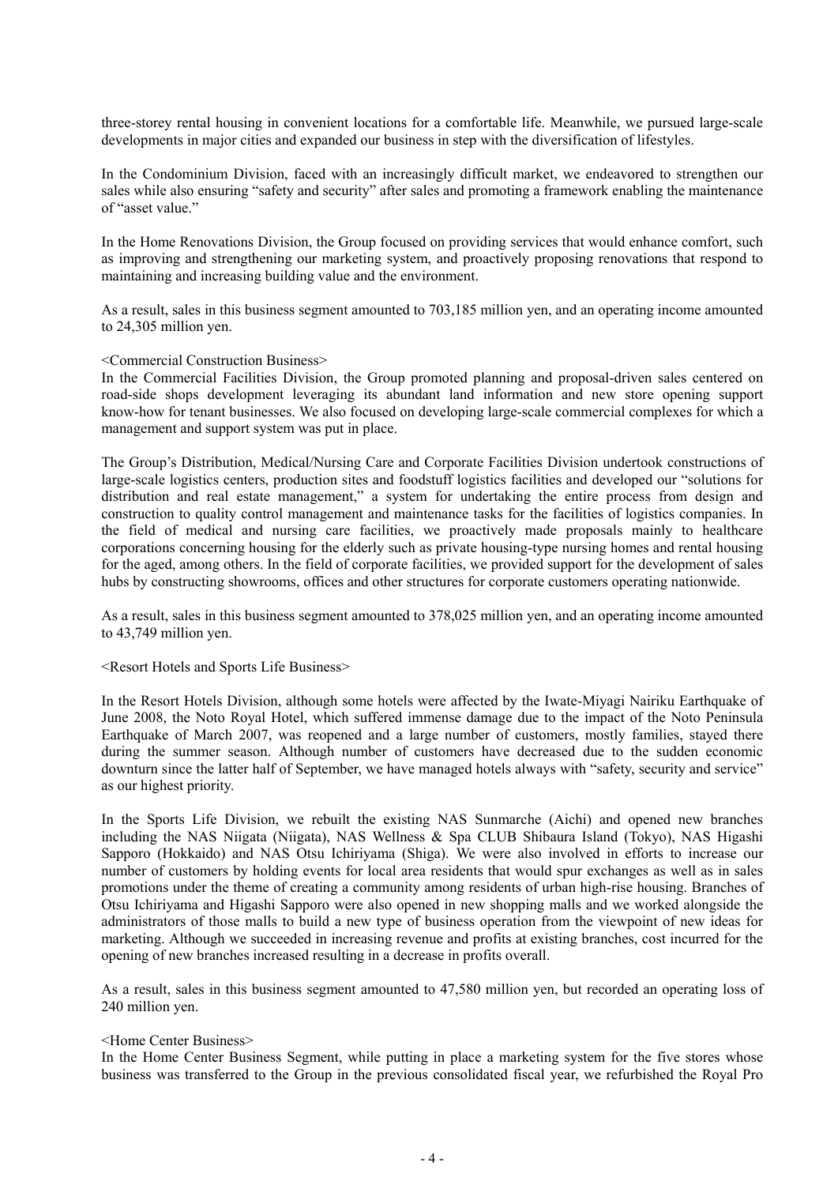three-storey rental housing in convenient locations for a comfortable life. Meanwhile, we pursued large-scale developments in major cities and expanded our business in step with the diversification of lifestyles.

In the Condominium Division, faced with an increasingly difficult market, we endeavored to strengthen our sales while also ensuring "safety and security" after sales and promoting a framework enabling the maintenance of "asset value."

In the Home Renovations Division, the Group focused on providing services that would enhance comfort, such as improving and strengthening our marketing system, and proactively proposing renovations that respond to maintaining and increasing building value and the environment.

As a result, sales in this business segment amounted to 703,185 million yen, and an operating income amounted to 24,305 million yen.

<Commercial Construction Business>

In the Commercial Facilities Division, the Group promoted planning and proposal-driven sales centered on road-side shops development leveraging its abundant land information and new store opening support know-how for tenant businesses. We also focused on developing large-scale commercial complexes for which a management and support system was put in place.

The Group's Distribution, Medical/Nursing Care and Corporate Facilities Division undertook constructions of large-scale logistics centers, production sites and foodstuff logistics facilities and developed our "solutions for distribution and real estate management," a system for undertaking the entire process from design and construction to quality control management and maintenance tasks for the facilities of logistics companies. In the field of medical and nursing care facilities, we proactively made proposals mainly to healthcare corporations concerning housing for the elderly such as private housing-type nursing homes and rental housing for the aged, among others. In the field of corporate facilities, we provided support for the development of sales hubs by constructing showrooms, offices and other structures for corporate customers operating nationwide.

As a result, sales in this business segment amounted to 378,025 million yen, and an operating income amounted to 43,749 million yen.

<Resort Hotels and Sports Life Business>

In the Resort Hotels Division, although some hotels were affected by the Iwate-Miyagi Nairiku Earthquake of June 2008, the Noto Royal Hotel, which suffered immense damage due to the impact of the Noto Peninsula Earthquake of March 2007, was reopened and a large number of customers, mostly families, stayed there during the summer season. Although number of customers have decreased due to the sudden economic downturn since the latter half of September, we have managed hotels always with "safety, security and service" as our highest priority.

In the Sports Life Division, we rebuilt the existing NAS Sunmarche (Aichi) and opened new branches including the NAS Niigata (Niigata), NAS Wellness & Spa CLUB Shibaura Island (Tokyo), NAS Higashi Sapporo (Hokkaido) and NAS Otsu Ichiriyama (Shiga). We were also involved in efforts to increase our number of customers by holding events for local area residents that would spur exchanges as well as in sales promotions under the theme of creating a community among residents of urban high-rise housing. Branches of Otsu Ichiriyama and Higashi Sapporo were also opened in new shopping malls and we worked alongside the administrators of those malls to build a new type of business operation from the viewpoint of new ideas for marketing. Although we succeeded in increasing revenue and profits at existing branches, cost incurred for the opening of new branches increased resulting in a decrease in profits overall.

As a result, sales in this business segment amounted to 47,580 million yen, but recorded an operating loss of 240 million yen.

<Home Center Business>

In the Home Center Business Segment, while putting in place a marketing system for the five stores whose business was transferred to the Group in the previous consolidated fiscal year, we refurbished the Royal Pro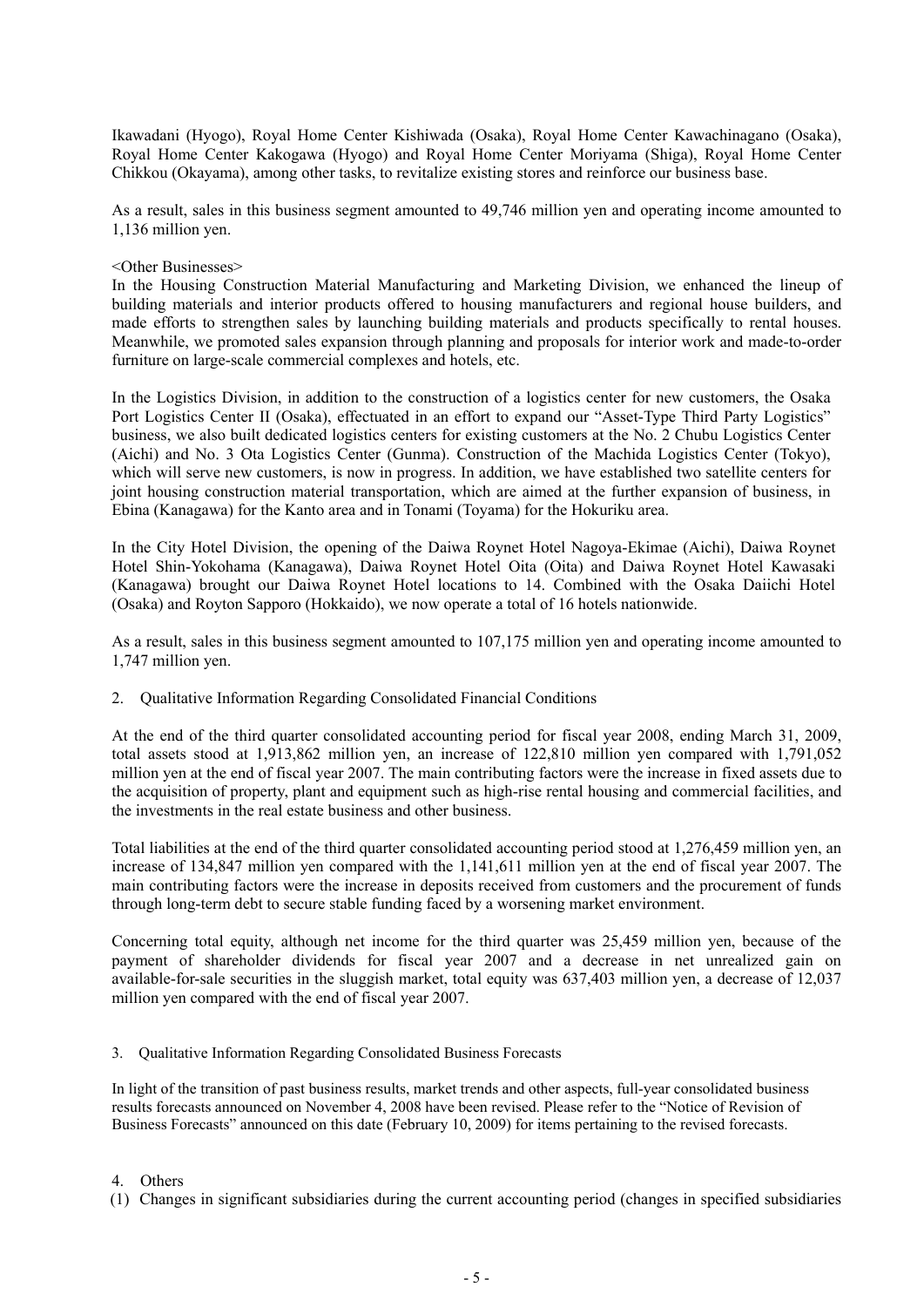Ikawadani (Hyogo), Royal Home Center Kishiwada (Osaka), Royal Home Center Kawachinagano (Osaka), Royal Home Center Kakogawa (Hyogo) and Royal Home Center Moriyama (Shiga), Royal Home Center Chikkou (Okayama), among other tasks, to revitalize existing stores and reinforce our business base.

As a result, sales in this business segment amounted to 49,746 million yen and operating income amounted to 1,136 million yen.

<Other Businesses>

In the Housing Construction Material Manufacturing and Marketing Division, we enhanced the lineup of building materials and interior products offered to housing manufacturers and regional house builders, and made efforts to strengthen sales by launching building materials and products specifically to rental houses. Meanwhile, we promoted sales expansion through planning and proposals for interior work and made-to-order furniture on large-scale commercial complexes and hotels, etc.

In the Logistics Division, in addition to the construction of a logistics center for new customers, the Osaka Port Logistics Center II (Osaka), effectuated in an effort to expand our "Asset-Type Third Party Logistics" business, we also built dedicated logistics centers for existing customers at the No. 2 Chubu Logistics Center (Aichi) and No. 3 Ota Logistics Center (Gunma). Construction of the Machida Logistics Center (Tokyo), which will serve new customers, is now in progress. In addition, we have established two satellite centers for joint housing construction material transportation, which are aimed at the further expansion of business, in Ebina (Kanagawa) for the Kanto area and in Tonami (Toyama) for the Hokuriku area.

In the City Hotel Division, the opening of the Daiwa Roynet Hotel Nagoya-Ekimae (Aichi), Daiwa Roynet Hotel Shin-Yokohama (Kanagawa), Daiwa Roynet Hotel Oita (Oita) and Daiwa Roynet Hotel Kawasaki (Kanagawa) brought our Daiwa Roynet Hotel locations to 14. Combined with the Osaka Daiichi Hotel (Osaka) and Royton Sapporo (Hokkaido), we now operate a total of 16 hotels nationwide.

As a result, sales in this business segment amounted to 107,175 million yen and operating income amounted to 1,747 million yen.

## 2. Qualitative Information Regarding Consolidated Financial Conditions

At the end of the third quarter consolidated accounting period for fiscal year 2008, ending March 31, 2009, total assets stood at 1,913,862 million yen, an increase of 122,810 million yen compared with 1,791,052 million yen at the end of fiscal year 2007. The main contributing factors were the increase in fixed assets due to the acquisition of property, plant and equipment such as high-rise rental housing and commercial facilities, and the investments in the real estate business and other business.

Total liabilities at the end of the third quarter consolidated accounting period stood at 1,276,459 million yen, an increase of 134,847 million yen compared with the 1,141,611 million yen at the end of fiscal year 2007. The main contributing factors were the increase in deposits received from customers and the procurement of funds through long-term debt to secure stable funding faced by a worsening market environment.

Concerning total equity, although net income for the third quarter was 25,459 million yen, because of the payment of shareholder dividends for fiscal year 2007 and a decrease in net unrealized gain on available-for-sale securities in the sluggish market, total equity was 637,403 million yen, a decrease of 12,037 million yen compared with the end of fiscal year 2007.

## 3. Qualitative Information Regarding Consolidated Business Forecasts

In light of the transition of past business results, market trends and other aspects, full-year consolidated business results forecasts announced on November 4, 2008 have been revised. Please refer to the "Notice of Revision of Business Forecasts" announced on this date (February 10, 2009) for items pertaining to the revised forecasts.

## 4. Others

(1) Changes in significant subsidiaries during the current accounting period (changes in specified subsidiaries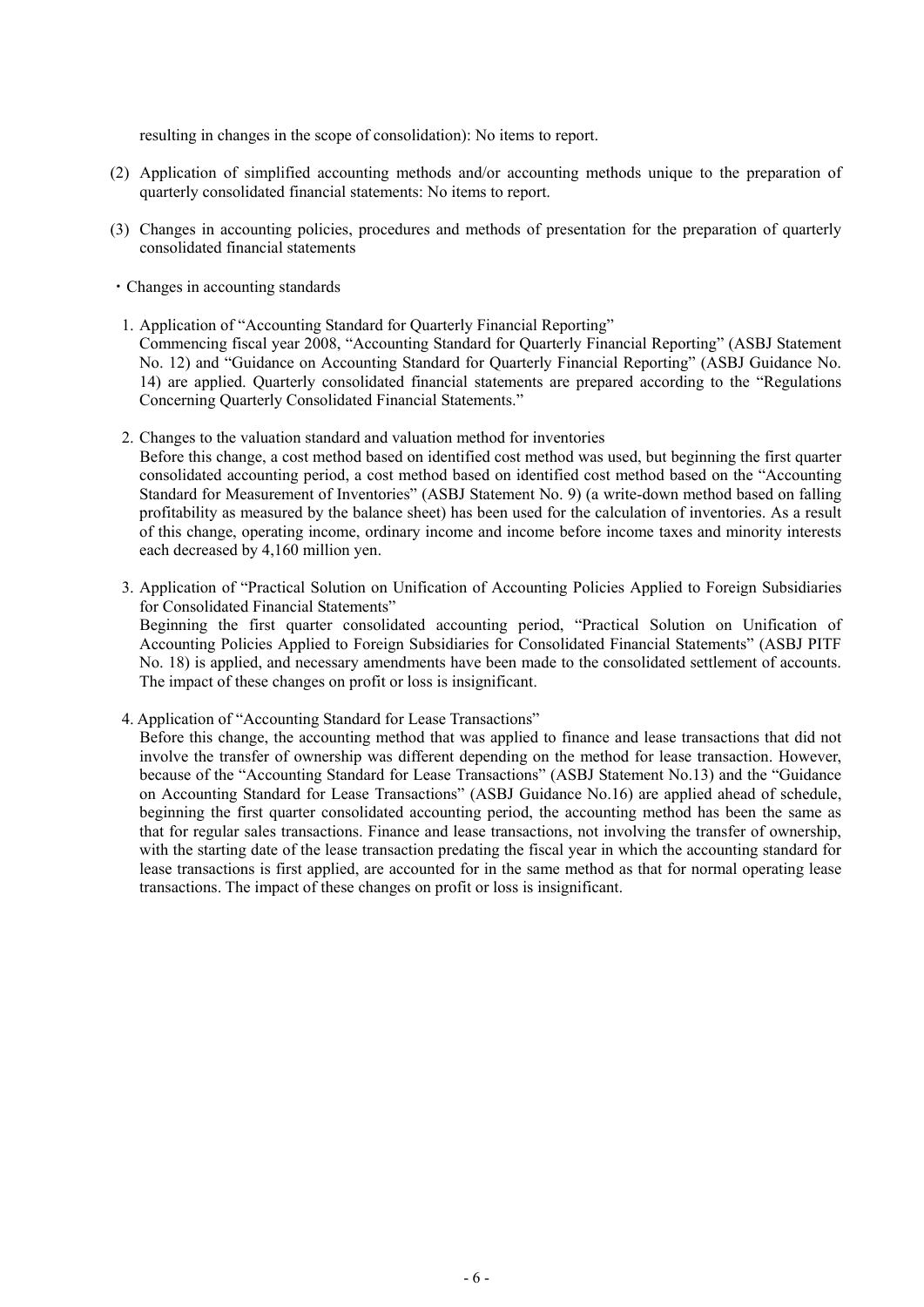resulting in changes in the scope of consolidation): No items to report.

(2) Application of simplified accounting methods and/or accounting methods unique to the preparation of quarterly consolidated financial statements: No items to report.

(3) Changes in accounting policies, procedures and methods of presentation for the preparation of quarterly consolidated financial statements

・Changes in accounting standards

1. Application of "Accounting Standard for Quarterly Financial Reporting"
   Commencing fiscal year 2008, "Accounting Standard for Quarterly Financial Reporting" (ASBJ Statement No. 12) and "Guidance on Accounting Standard for Quarterly Financial Reporting" (ASBJ Guidance No. 14) are applied. Quarterly consolidated financial statements are prepared according to the "Regulations Concerning Quarterly Consolidated Financial Statements."

2. Changes to the valuation standard and valuation method for inventories
   Before this change, a cost method based on identified cost method was used, but beginning the first quarter consolidated accounting period, a cost method based on identified cost method based on the "Accounting Standard for Measurement of Inventories" (ASBJ Statement No. 9) (a write-down method based on falling profitability as measured by the balance sheet) has been used for the calculation of inventories. As a result of this change, operating income, ordinary income and income before income taxes and minority interests each decreased by 4,160 million yen.

3. Application of "Practical Solution on Unification of Accounting Policies Applied to Foreign Subsidiaries for Consolidated Financial Statements"
   Beginning the first quarter consolidated accounting period, "Practical Solution on Unification of Accounting Policies Applied to Foreign Subsidiaries for Consolidated Financial Statements" (ASBJ PITF No. 18) is applied, and necessary amendments have been made to the consolidated settlement of accounts. The impact of these changes on profit or loss is insignificant.

4. Application of "Accounting Standard for Lease Transactions"
   Before this change, the accounting method that was applied to finance and lease transactions that did not involve the transfer of ownership was different depending on the method for lease transaction. However, because of the "Accounting Standard for Lease Transactions" (ASBJ Statement No.13) and the "Guidance on Accounting Standard for Lease Transactions" (ASBJ Guidance No.16) are applied ahead of schedule, beginning the first quarter consolidated accounting period, the accounting method has been the same as that for regular sales transactions. Finance and lease transactions, not involving the transfer of ownership, with the starting date of the lease transaction predating the fiscal year in which the accounting standard for lease transactions is first applied, are accounted for in the same method as that for normal operating lease transactions. The impact of these changes on profit or loss is insignificant.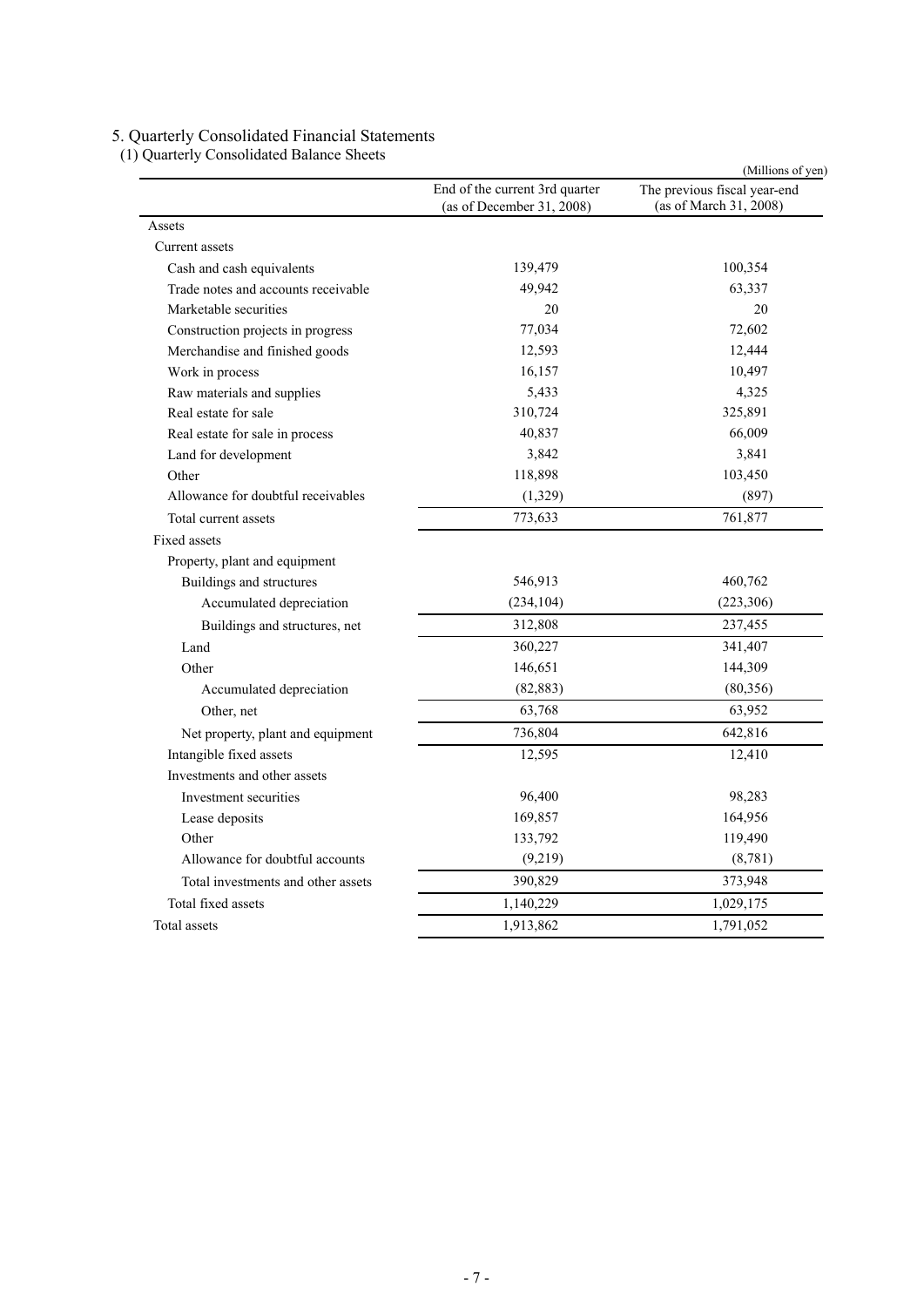## 5. Quarterly Consolidated Financial Statements

### (1) Quarterly Consolidated Balance Sheets

(Millions of yen)

| | End of the current 3rd quarter (as of December 31, 2008) | The previous fiscal year-end (as of March 31, 2008) |
|---|---|---|
| Assets | | |
| Current assets | | |
| Cash and cash equivalents | 139,479 | 100,354 |
| Trade notes and accounts receivable | 49,942 | 63,337 |
| Marketable securities | 20 | 20 |
| Construction projects in progress | 77,034 | 72,602 |
| Merchandise and finished goods | 12,593 | 12,444 |
| Work in process | 16,157 | 10,497 |
| Raw materials and supplies | 5,433 | 4,325 |
| Real estate for sale | 310,724 | 325,891 |
| Real estate for sale in process | 40,837 | 66,009 |
| Land for development | 3,842 | 3,841 |
| Other | 118,898 | 103,450 |
| Allowance for doubtful receivables | (1,329) | (897) |
| Total current assets | 773,633 | 761,877 |
| Fixed assets | | |
| Property, plant and equipment | | |
| Buildings and structures | 546,913 | 460,762 |
| Accumulated depreciation | (234,104) | (223,306) |
| Buildings and structures, net | 312,808 | 237,455 |
| Land | 360,227 | 341,407 |
| Other | 146,651 | 144,309 |
| Accumulated depreciation | (82,883) | (80,356) |
| Other, net | 63,768 | 63,952 |
| Net property, plant and equipment | 736,804 | 642,816 |
| Intangible fixed assets | 12,595 | 12,410 |
| Investments and other assets | | |
| Investment securities | 96,400 | 98,283 |
| Lease deposits | 169,857 | 164,956 |
| Other | 133,792 | 119,490 |
| Allowance for doubtful accounts | (9,219) | (8,781) |
| Total investments and other assets | 390,829 | 373,948 |
| Total fixed assets | 1,140,229 | 1,029,175 |
| Total assets | 1,913,862 | 1,791,052 |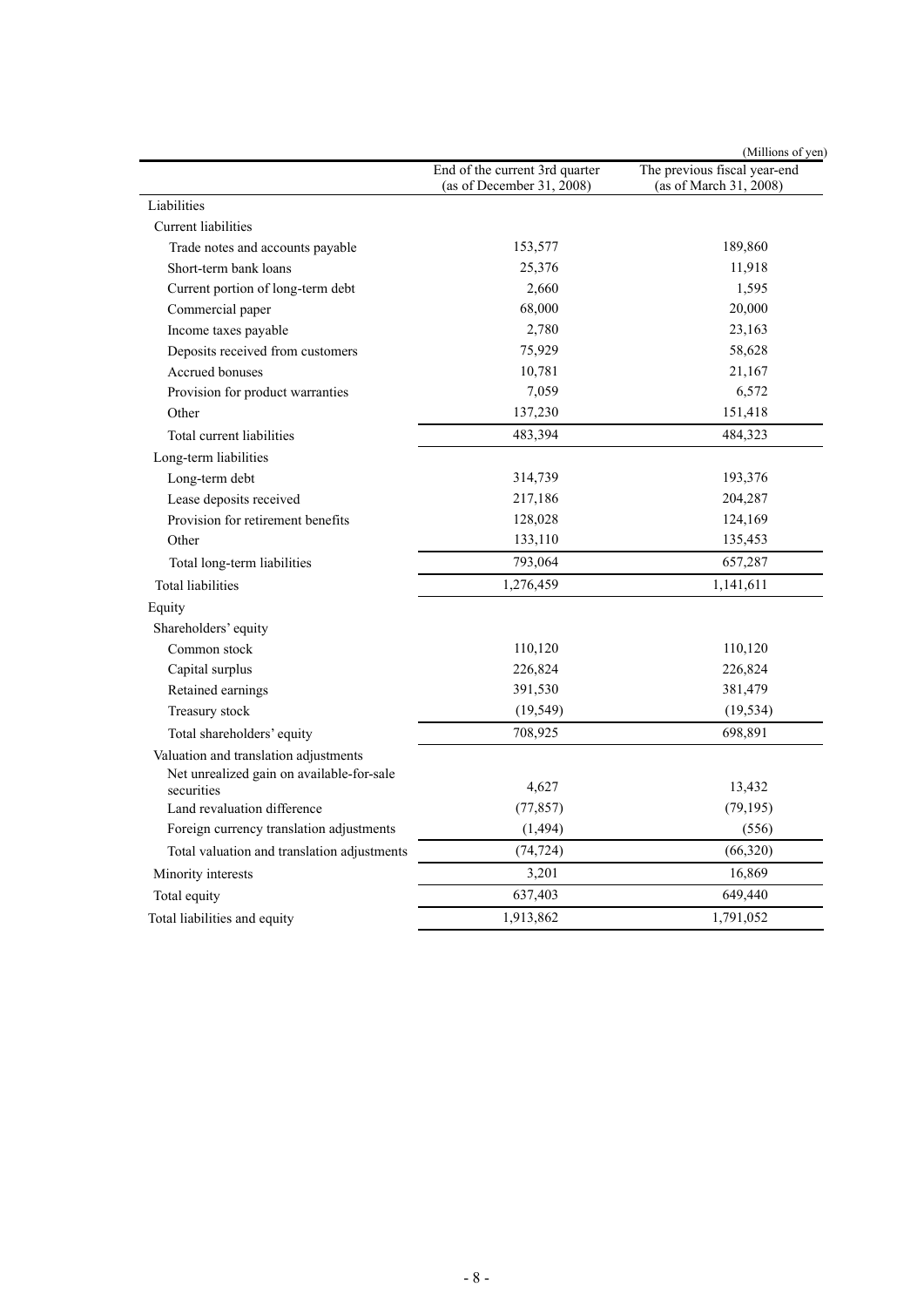(Millions of yen)

| | End of the current 3rd quarter (as of December 31, 2008) | The previous fiscal year-end (as of March 31, 2008) |
|---|---|---|
| Liabilities | | |
| Current liabilities | | |
| Trade notes and accounts payable | 153,577 | 189,860 |
| Short-term bank loans | 25,376 | 11,918 |
| Current portion of long-term debt | 2,660 | 1,595 |
| Commercial paper | 68,000 | 20,000 |
| Income taxes payable | 2,780 | 23,163 |
| Deposits received from customers | 75,929 | 58,628 |
| Accrued bonuses | 10,781 | 21,167 |
| Provision for product warranties | 7,059 | 6,572 |
| Other | 137,230 | 151,418 |
| Total current liabilities | 483,394 | 484,323 |
| Long-term liabilities | | |
| Long-term debt | 314,739 | 193,376 |
| Lease deposits received | 217,186 | 204,287 |
| Provision for retirement benefits | 128,028 | 124,169 |
| Other | 133,110 | 135,453 |
| Total long-term liabilities | 793,064 | 657,287 |
| Total liabilities | 1,276,459 | 1,141,611 |
| Equity | | |
| Shareholders' equity | | |
| Common stock | 110,120 | 110,120 |
| Capital surplus | 226,824 | 226,824 |
| Retained earnings | 391,530 | 381,479 |
| Treasury stock | (19,549) | (19,534) |
| Total shareholders' equity | 708,925 | 698,891 |
| Valuation and translation adjustments | | |
| Net unrealized gain on available-for-sale securities | 4,627 | 13,432 |
| Land revaluation difference | (77,857) | (79,195) |
| Foreign currency translation adjustments | (1,494) | (556) |
| Total valuation and translation adjustments | (74,724) | (66,320) |
| Minority interests | 3,201 | 16,869 |
| Total equity | 637,403 | 649,440 |
| Total liabilities and equity | 1,913,862 | 1,791,052 |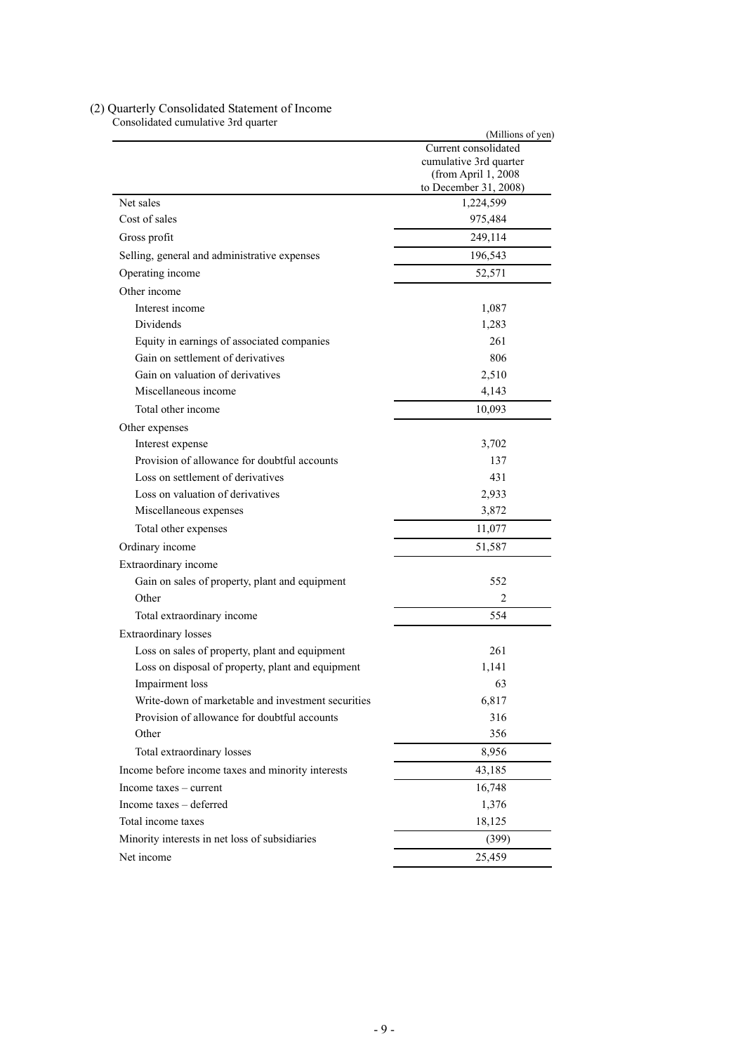(2) Quarterly Consolidated Statement of Income

Consolidated cumulative 3rd quarter

(Millions of yen)

| | Current consolidated cumulative 3rd quarter (from April 1, 2008 to December 31, 2008) |
|---|---|
| Net sales | 1,224,599 |
| Cost of sales | 975,484 |
| Gross profit | 249,114 |
| Selling, general and administrative expenses | 196,543 |
| Operating income | 52,571 |
| Other income | |
| Interest income | 1,087 |
| Dividends | 1,283 |
| Equity in earnings of associated companies | 261 |
| Gain on settlement of derivatives | 806 |
| Gain on valuation of derivatives | 2,510 |
| Miscellaneous income | 4,143 |
| Total other income | 10,093 |
| Other expenses | |
| Interest expense | 3,702 |
| Provision of allowance for doubtful accounts | 137 |
| Loss on settlement of derivatives | 431 |
| Loss on valuation of derivatives | 2,933 |
| Miscellaneous expenses | 3,872 |
| Total other expenses | 11,077 |
| Ordinary income | 51,587 |
| Extraordinary income | |
| Gain on sales of property, plant and equipment | 552 |
| Other | 2 |
| Total extraordinary income | 554 |
| Extraordinary losses | |
| Loss on sales of property, plant and equipment | 261 |
| Loss on disposal of property, plant and equipment | 1,141 |
| Impairment loss | 63 |
| Write-down of marketable and investment securities | 6,817 |
| Provision of allowance for doubtful accounts | 316 |
| Other | 356 |
| Total extraordinary losses | 8,956 |
| Income before income taxes and minority interests | 43,185 |
| Income taxes – current | 16,748 |
| Income taxes – deferred | 1,376 |
| Total income taxes | 18,125 |
| Minority interests in net loss of subsidiaries | (399) |
| Net income | 25,459 |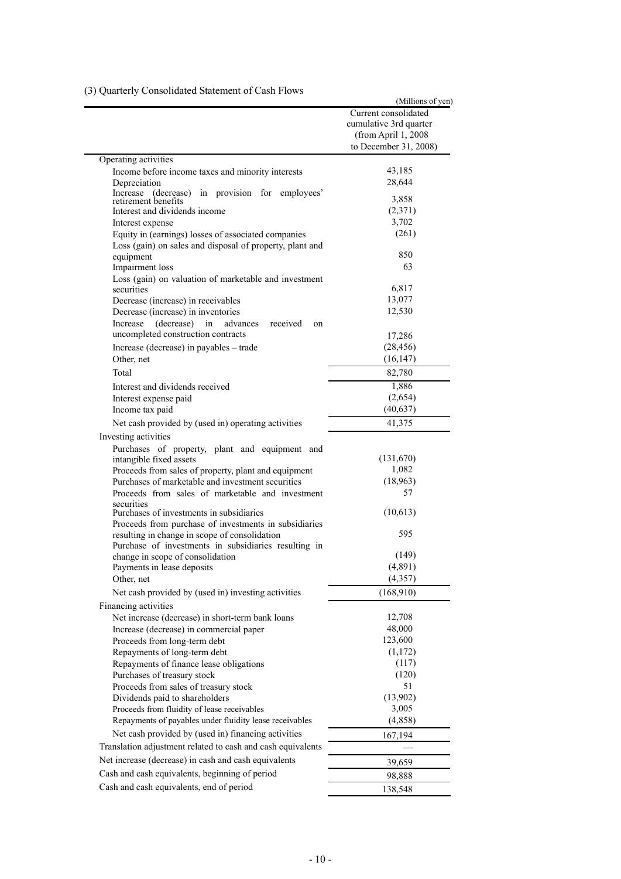(3) Quarterly Consolidated Statement of Cash Flows

(Millions of yen)

| | Current consolidated cumulative 3rd quarter (from April 1, 2008 to December 31, 2008) |
|---|---|
| Operating activities | |
| Income before income taxes and minority interests | 43,185 |
| Depreciation | 28,644 |
| Increase (decrease) in provision for employees' retirement benefits | 3,858 |
| Interest and dividends income | (2,371) |
| Interest expense | 3,702 |
| Equity in (earnings) losses of associated companies | (261) |
| Loss (gain) on sales and disposal of property, plant and equipment | 850 |
| Impairment loss | 63 |
| Loss (gain) on valuation of marketable and investment securities | 6,817 |
| Decrease (increase) in receivables | 13,077 |
| Decrease (increase) in inventories | 12,530 |
| Increase (decrease) in advances received on uncompleted construction contracts | 17,286 |
| Increase (decrease) in payables – trade | (28,456) |
| Other, net | (16,147) |
| Total | 82,780 |
| Interest and dividends received | 1,886 |
| Interest expense paid | (2,654) |
| Income tax paid | (40,637) |
| Net cash provided by (used in) operating activities | 41,375 |
| Investing activities | |
| Purchases of property, plant and equipment and intangible fixed assets | (131,670) |
| Proceeds from sales of property, plant and equipment | 1,082 |
| Purchases of marketable and investment securities | (18,963) |
| Proceeds from sales of marketable and investment securities | 57 |
| Purchases of investments in subsidiaries | (10,613) |
| Proceeds from purchase of investments in subsidiaries resulting in change in scope of consolidation | 595 |
| Purchase of investments in subsidiaries resulting in change in scope of consolidation | (149) |
| Payments in lease deposits | (4,891) |
| Other, net | (4,357) |
| Net cash provided by (used in) investing activities | (168,910) |
| Financing activities | |
| Net increase (decrease) in short-term bank loans | 12,708 |
| Increase (decrease) in commercial paper | 48,000 |
| Proceeds from long-term debt | 123,600 |
| Repayments of long-term debt | (1,172) |
| Repayments of finance lease obligations | (117) |
| Purchases of treasury stock | (120) |
| Proceeds from sales of treasury stock | 51 |
| Dividends paid to shareholders | (13,902) |
| Proceeds from fluidity of lease receivables | 3,005 |
| Repayments of payables under fluidity lease receivables | (4,858) |
| Net cash provided by (used in) financing activities | 167,194 |
| Translation adjustment related to cash and cash equivalents | — |
| Net increase (decrease) in cash and cash equivalents | 39,659 |
| Cash and cash equivalents, beginning of period | 98,888 |
| Cash and cash equivalents, end of period | 138,548 |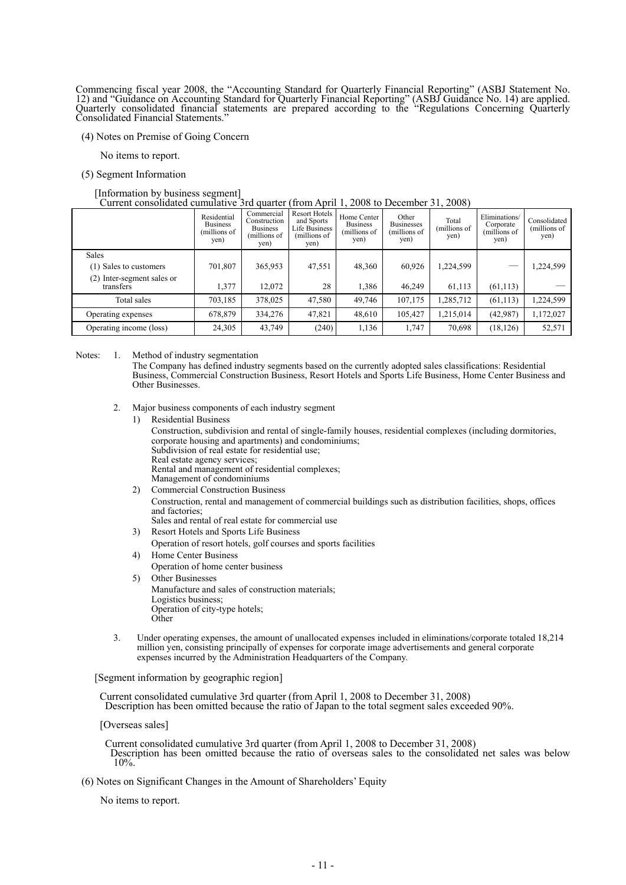Commencing fiscal year 2008, the "Accounting Standard for Quarterly Financial Reporting" (ASBJ Statement No. 12) and "Guidance on Accounting Standard for Quarterly Financial Reporting" (ASBJ Guidance No. 14) are applied. Quarterly consolidated financial statements are prepared according to the "Regulations Concerning Quarterly Consolidated Financial Statements."

(4) Notes on Premise of Going Concern

No items to report.

(5) Segment Information

[Information by business segment]

Current consolidated cumulative 3rd quarter (from April 1, 2008 to December 31, 2008)

| | Residential Business (millions of yen) | Commercial Construction Business (millions of yen) | Resort Hotels and Sports Life Business (millions of yen) | Home Center Business (millions of yen) | Other Businesses (millions of yen) | Total (millions of yen) | Eliminations/ Corporate (millions of yen) | Consolidated (millions of yen) |
|---|---|---|---|---|---|---|---|---|
| Sales | | | | | | | | |
| (1) Sales to customers | 701,807 | 365,953 | 47,551 | 48,360 | 60,926 | 1,224,599 | — | 1,224,599 |
| (2) Inter-segment sales or transfers | 1,377 | 12,072 | 28 | 1,386 | 46,249 | 61,113 | (61,113) | — |
| Total sales | 703,185 | 378,025 | 47,580 | 49,746 | 107,175 | 1,285,712 | (61,113) | 1,224,599 |
| Operating expenses | 678,879 | 334,276 | 47,821 | 48,610 | 105,427 | 1,215,014 | (42,987) | 1,172,027 |
| Operating income (loss) | 24,305 | 43,749 | (240) | 1,136 | 1,747 | 70,698 | (18,126) | 52,571 |

Notes:
1. Method of industry segmentation
   The Company has defined industry segments based on the currently adopted sales classifications: Residential Business, Commercial Construction Business, Resort Hotels and Sports Life Business, Home Center Business and Other Businesses.

2. Major business components of each industry segment
   1) Residential Business
      Construction, subdivision and rental of single-family houses, residential complexes (including dormitories, corporate housing and apartments) and condominiums;
      Subdivision of real estate for residential use;
      Real estate agency services;
      Rental and management of residential complexes;
      Management of condominiums
   2) Commercial Construction Business
      Construction, rental and management of commercial buildings such as distribution facilities, shops, offices and factories;
      Sales and rental of real estate for commercial use
   3) Resort Hotels and Sports Life Business
      Operation of resort hotels, golf courses and sports facilities
   4) Home Center Business
      Operation of home center business
   5) Other Businesses
      Manufacture and sales of construction materials;
      Logistics business;
      Operation of city-type hotels;
      Other

3. Under operating expenses, the amount of unallocated expenses included in eliminations/corporate totaled 18,214 million yen, consisting principally of expenses for corporate image advertisements and general corporate expenses incurred by the Administration Headquarters of the Company.

[Segment information by geographic region]

Current consolidated cumulative 3rd quarter (from April 1, 2008 to December 31, 2008)
Description has been omitted because the ratio of Japan to the total segment sales exceeded 90%.

[Overseas sales]

Current consolidated cumulative 3rd quarter (from April 1, 2008 to December 31, 2008)
Description has been omitted because the ratio of overseas sales to the consolidated net sales was below 10%.

(6) Notes on Significant Changes in the Amount of Shareholders' Equity

No items to report.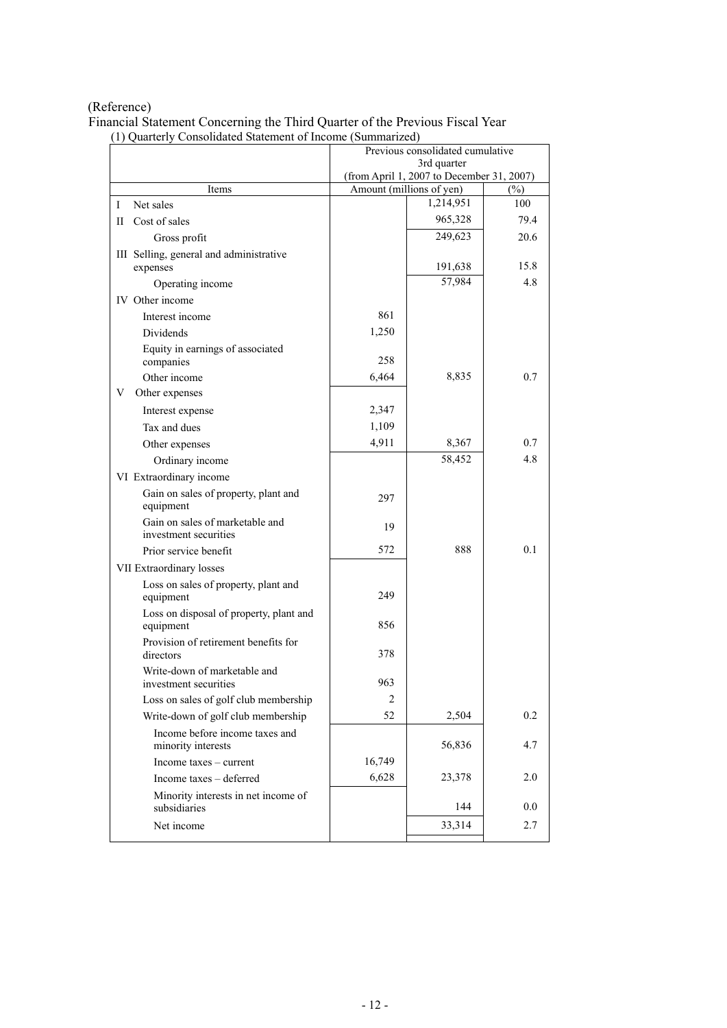(Reference)

Financial Statement Concerning the Third Quarter of the Previous Fiscal Year

(1) Quarterly Consolidated Statement of Income (Summarized)

| | Previous consolidated cumulative 3rd quarter (from April 1, 2007 to December 31, 2007) | | |
|---|---|---|---|
| Items | Amount (millions of yen) | | (%) |
| I Net sales | | 1,214,951 | 100 |
| II Cost of sales | | 965,328 | 79.4 |
| Gross profit | | 249,623 | 20.6 |
| III Selling, general and administrative expenses | | 191,638 | 15.8 |
| Operating income | | 57,984 | 4.8 |
| IV Other income | | | |
| Interest income | 861 | | |
| Dividends | 1,250 | | |
| Equity in earnings of associated companies | 258 | | |
| Other income | 6,464 | 8,835 | 0.7 |
| V Other expenses | | | |
| Interest expense | 2,347 | | |
| Tax and dues | 1,109 | | |
| Other expenses | 4,911 | 8,367 | 0.7 |
| Ordinary income | | 58,452 | 4.8 |
| VI Extraordinary income | | | |
| Gain on sales of property, plant and equipment | 297 | | |
| Gain on sales of marketable and investment securities | 19 | | |
| Prior service benefit | 572 | 888 | 0.1 |
| VII Extraordinary losses | | | |
| Loss on sales of property, plant and equipment | 249 | | |
| Loss on disposal of property, plant and equipment | 856 | | |
| Provision of retirement benefits for directors | 378 | | |
| Write-down of marketable and investment securities | 963 | | |
| Loss on sales of golf club membership | 2 | | |
| Write-down of golf club membership | 52 | 2,504 | 0.2 |
| Income before income taxes and minority interests | | 56,836 | 4.7 |
| Income taxes – current | 16,749 | | |
| Income taxes – deferred | 6,628 | 23,378 | 2.0 |
| Minority interests in net income of subsidiaries | | 144 | 0.0 |
| Net income | | 33,314 | 2.7 |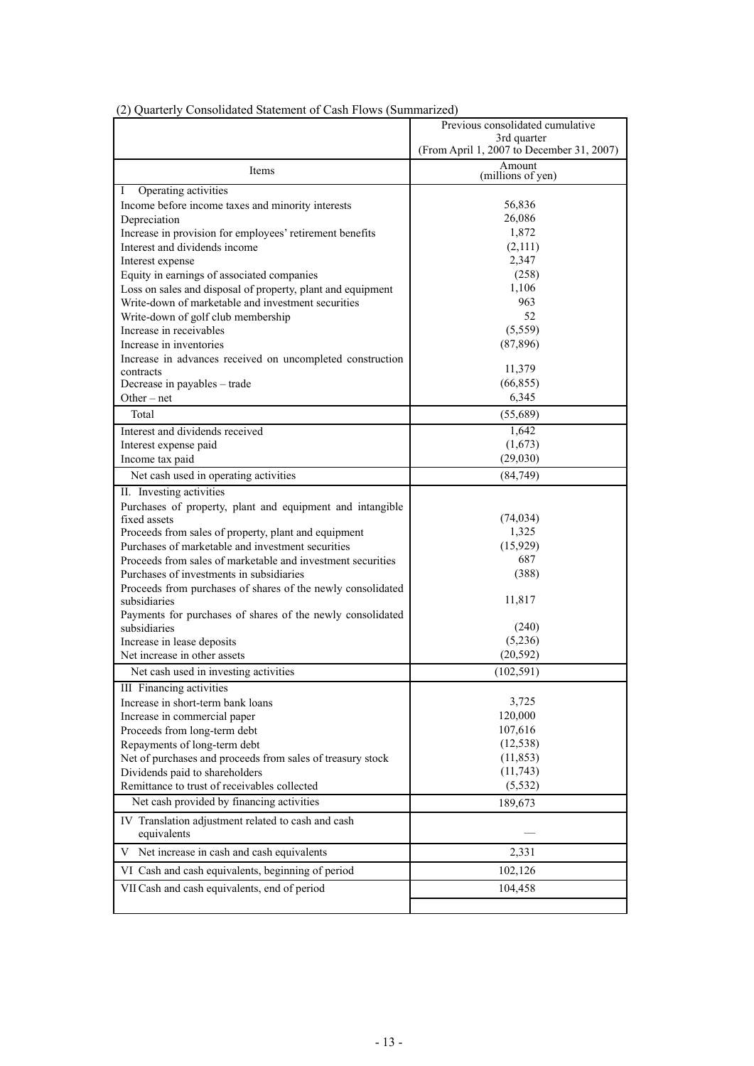(2) Quarterly Consolidated Statement of Cash Flows (Summarized)

| Items | Previous consolidated cumulative 3rd quarter (From April 1, 2007 to December 31, 2007) |
|---|---|
| | Amount (millions of yen) |
| I Operating activities | |
| Income before income taxes and minority interests | 56,836 |
| Depreciation | 26,086 |
| Increase in provision for employees' retirement benefits | 1,872 |
| Interest and dividends income | (2,111) |
| Interest expense | 2,347 |
| Equity in earnings of associated companies | (258) |
| Loss on sales and disposal of property, plant and equipment | 1,106 |
| Write-down of marketable and investment securities | 963 |
| Write-down of golf club membership | 52 |
| Increase in receivables | (5,559) |
| Increase in inventories | (87,896) |
| Increase in advances received on uncompleted construction contracts | 11,379 |
| Decrease in payables – trade | (66,855) |
| Other – net | 6,345 |
| Total | (55,689) |
| Interest and dividends received | 1,642 |
| Interest expense paid | (1,673) |
| Income tax paid | (29,030) |
| Net cash used in operating activities | (84,749) |
| II. Investing activities | |
| Purchases of property, plant and equipment and intangible fixed assets | (74,034) |
| Proceeds from sales of property, plant and equipment | 1,325 |
| Purchases of marketable and investment securities | (15,929) |
| Proceeds from sales of marketable and investment securities | 687 |
| Purchases of investments in subsidiaries | (388) |
| Proceeds from purchases of shares of the newly consolidated subsidiaries | 11,817 |
| Payments for purchases of shares of the newly consolidated subsidiaries | (240) |
| Increase in lease deposits | (5,236) |
| Net increase in other assets | (20,592) |
| Net cash used in investing activities | (102,591) |
| III Financing activities | |
| Increase in short-term bank loans | 3,725 |
| Increase in commercial paper | 120,000 |
| Proceeds from long-term debt | 107,616 |
| Repayments of long-term debt | (12,538) |
| Net of purchases and proceeds from sales of treasury stock | (11,853) |
| Dividends paid to shareholders | (11,743) |
| Remittance to trust of receivables collected | (5,532) |
| Net cash provided by financing activities | 189,673 |
| IV Translation adjustment related to cash and cash equivalents | — |
| V Net increase in cash and cash equivalents | 2,331 |
| VI Cash and cash equivalents, beginning of period | 102,126 |
| VII Cash and cash equivalents, end of period | 104,458 |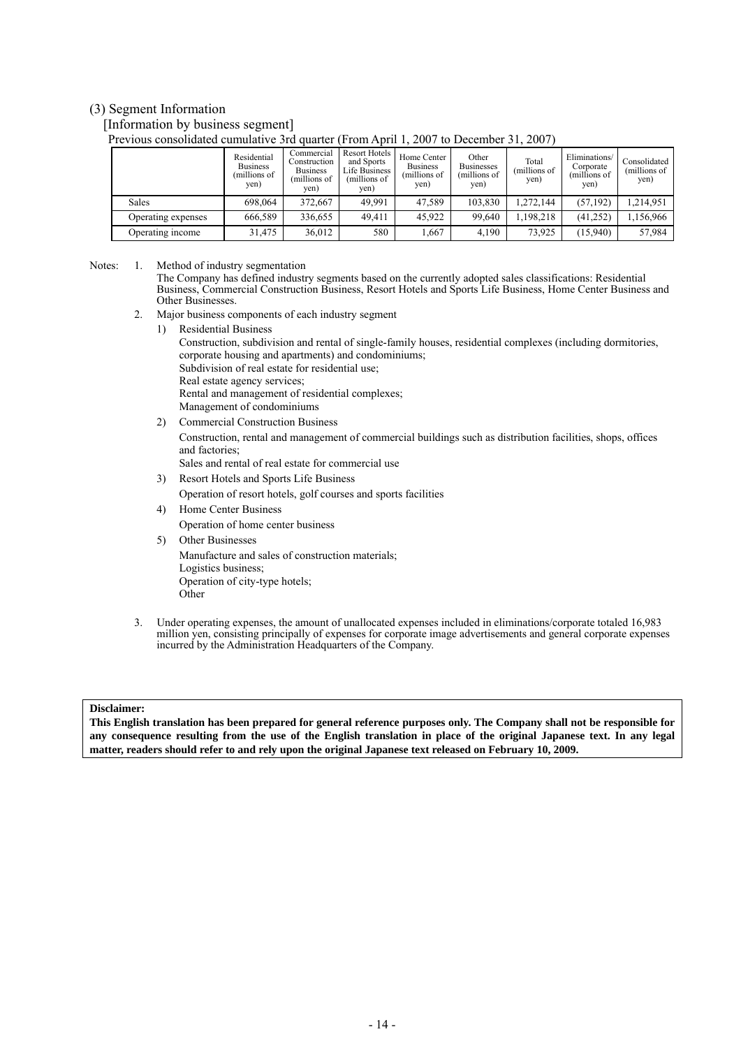## (3) Segment Information

[Information by business segment]

Previous consolidated cumulative 3rd quarter (From April 1, 2007 to December 31, 2007)

| | Residential Business (millions of yen) | Commercial Construction Business (millions of yen) | Resort Hotels and Sports Life Business (millions of yen) | Home Center Business (millions of yen) | Other Businesses (millions of yen) | Total (millions of yen) | Eliminations/ Corporate (millions of yen) | Consolidated (millions of yen) |
|---|---|---|---|---|---|---|---|---|
| Sales | 698,064 | 372,667 | 49,991 | 47,589 | 103,830 | 1,272,144 | (57,192) | 1,214,951 |
| Operating expenses | 666,589 | 336,655 | 49,411 | 45,922 | 99,640 | 1,198,218 | (41,252) | 1,156,966 |
| Operating income | 31,475 | 36,012 | 580 | 1,667 | 4,190 | 73,925 | (15,940) | 57,984 |

Notes:

1. Method of industry segmentation

   The Company has defined industry segments based on the currently adopted sales classifications: Residential Business, Commercial Construction Business, Resort Hotels and Sports Life Business, Home Center Business and Other Businesses.

2. Major business components of each industry segment

   1) Residential Business

      Construction, subdivision and rental of single-family houses, residential complexes (including dormitories, corporate housing and apartments) and condominiums;
      Subdivision of real estate for residential use;
      Real estate agency services;
      Rental and management of residential complexes;
      Management of condominiums

   2) Commercial Construction Business

      Construction, rental and management of commercial buildings such as distribution facilities, shops, offices and factories;
      Sales and rental of real estate for commercial use

   3) Resort Hotels and Sports Life Business

      Operation of resort hotels, golf courses and sports facilities

   4) Home Center Business

      Operation of home center business

   5) Other Businesses

      Manufacture and sales of construction materials;
      Logistics business;
      Operation of city-type hotels;
      Other

3. Under operating expenses, the amount of unallocated expenses included in eliminations/corporate totaled 16,983 million yen, consisting principally of expenses for corporate image advertisements and general corporate expenses incurred by the Administration Headquarters of the Company.

**Disclaimer:**
**This English translation has been prepared for general reference purposes only. The Company shall not be responsible for any consequence resulting from the use of the English translation in place of the original Japanese text. In any legal matter, readers should refer to and rely upon the original Japanese text released on February 10, 2009.**